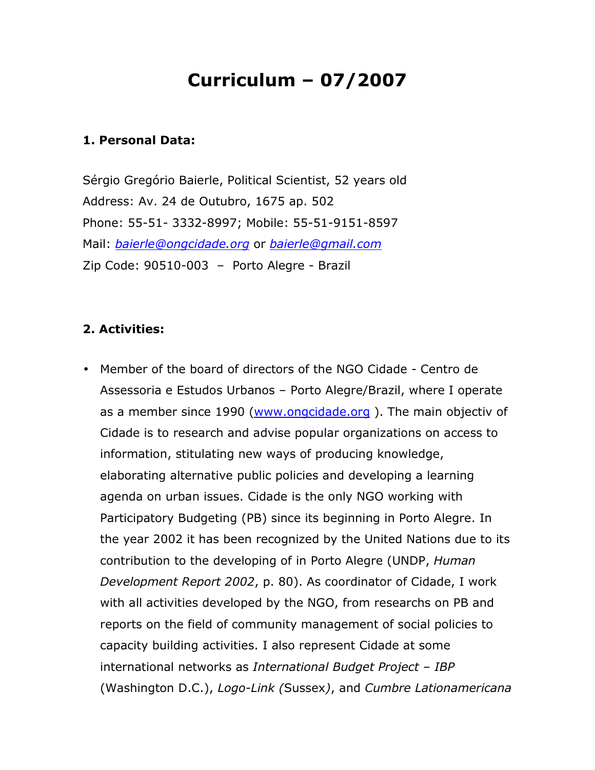# Curriculum – 07/2007

**1. Personal Data:**

Sérgio Gregório Baierle, Political Scientist, 52 years old
Address: Av. 24 de Outubro, 1675 ap. 502
Phone: 55-51- 3332-8997; Mobile: 55-51-9151-8597
Mail: *baierle@ongcidade.org* or *baierle@gmail.com*
Zip Code: 90510-003 – Porto Alegre - Brazil

**2. Activities:**

- Member of the board of directors of the NGO Cidade - Centro de Assessoria e Estudos Urbanos – Porto Alegre/Brazil, where I operate as a member since 1990 (www.ongcidade.org ). The main objectiv of Cidade is to research and advise popular organizations on access to information, stitulating new ways of producing knowledge, elaborating alternative public policies and developing a learning agenda on urban issues. Cidade is the only NGO working with Participatory Budgeting (PB) since its beginning in Porto Alegre. In the year 2002 it has been recognized by the United Nations due to its contribution to the developing of in Porto Alegre (UNDP, *Human Development Report 2002*, p. 80). As coordinator of Cidade, I work with all activities developed by the NGO, from researchs on PB and reports on the field of community management of social policies to capacity building activities. I also represent Cidade at some international networks as *International Budget Project – IBP* (Washington D.C.), *Logo-Link (*Sussex*)*, and *Cumbre Lationamericana*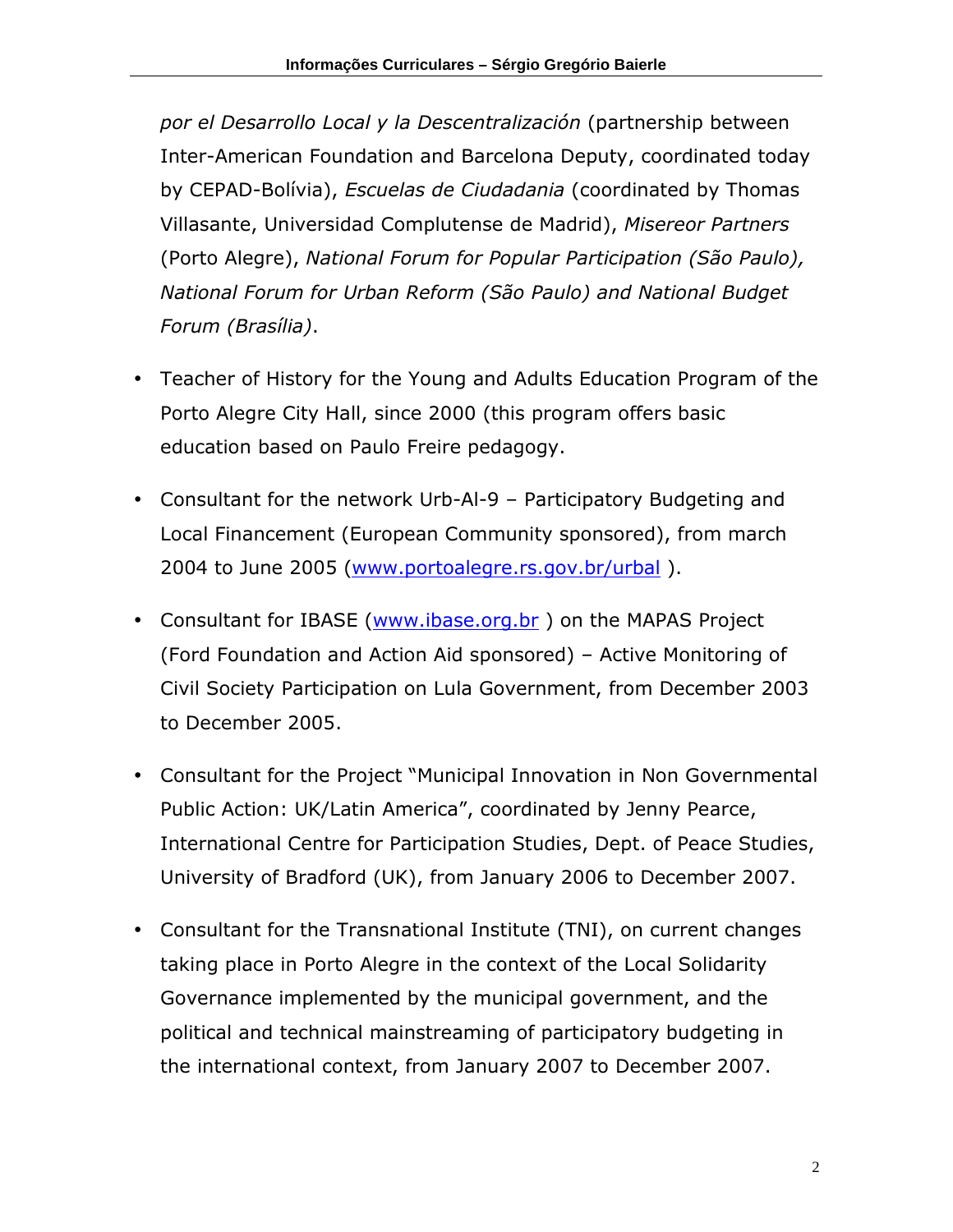*por el Desarrollo Local y la Descentralización* (partnership between Inter-American Foundation and Barcelona Deputy, coordinated today by CEPAD-Bolívia), *Escuelas de Ciudadania* (coordinated by Thomas Villasante, Universidad Complutense de Madrid), *Misereor Partners* (Porto Alegre), *National Forum for Popular Participation (São Paulo), National Forum for Urban Reform (São Paulo) and National Budget Forum (Brasília)*.

- Teacher of History for the Young and Adults Education Program of the Porto Alegre City Hall, since 2000 (this program offers basic education based on Paulo Freire pedagogy.

- Consultant for the network Urb-Al-9 – Participatory Budgeting and Local Financement (European Community sponsored), from march 2004 to June 2005 ([www.portoalegre.rs.gov.br/urbal](www.portoalegre.rs.gov.br/urbal) ).

- Consultant for IBASE ([www.ibase.org.br](www.ibase.org.br) ) on the MAPAS Project (Ford Foundation and Action Aid sponsored) – Active Monitoring of Civil Society Participation on Lula Government, from December 2003 to December 2005.

- Consultant for the Project "Municipal Innovation in Non Governmental Public Action: UK/Latin America", coordinated by Jenny Pearce, International Centre for Participation Studies, Dept. of Peace Studies, University of Bradford (UK), from January 2006 to December 2007.

- Consultant for the Transnational Institute (TNI), on current changes taking place in Porto Alegre in the context of the Local Solidarity Governance implemented by the municipal government, and the political and technical mainstreaming of participatory budgeting in the international context, from January 2007 to December 2007.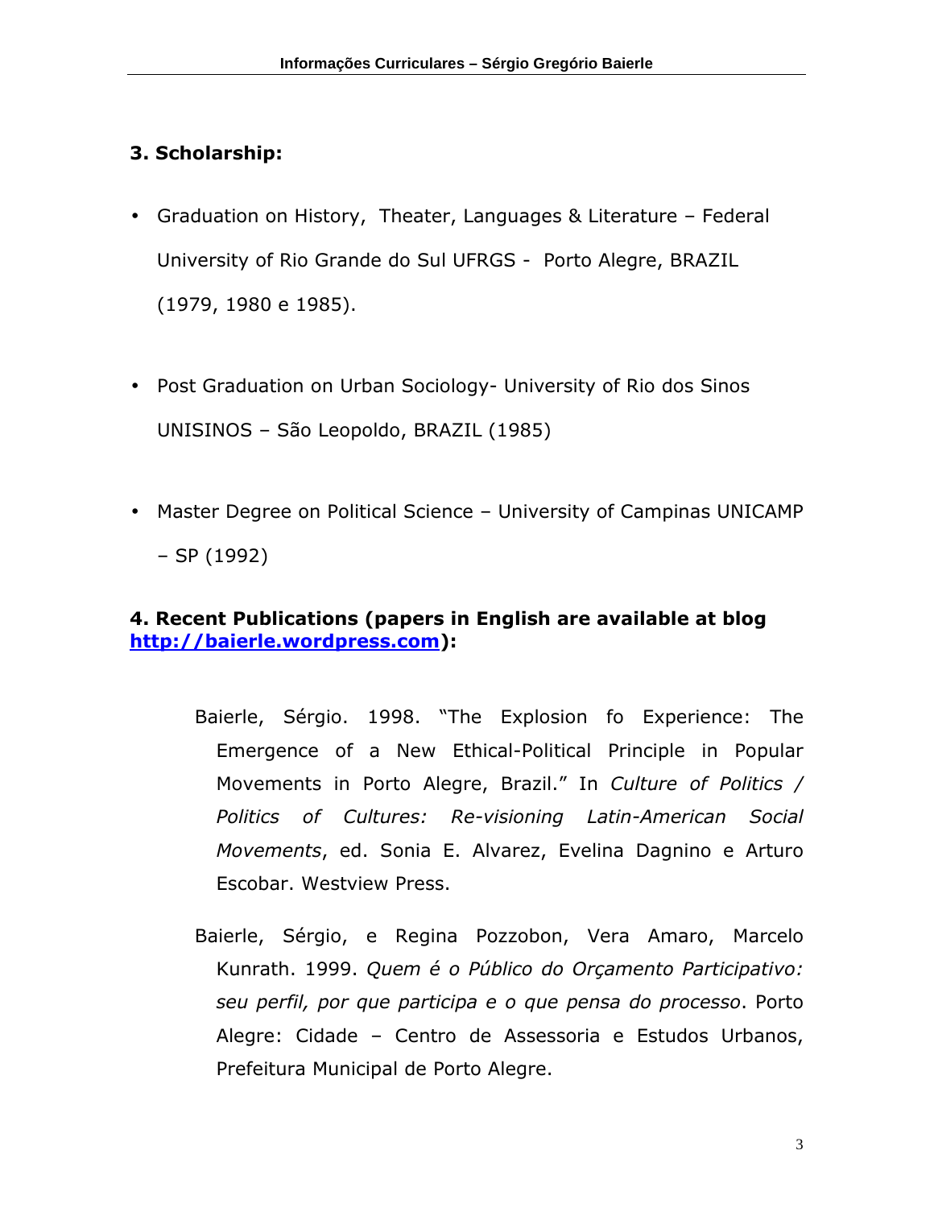### 3. Scholarship:

- Graduation on History, Theater, Languages & Literature – Federal University of Rio Grande do Sul UFRGS - Porto Alegre, BRAZIL (1979, 1980 e 1985).

- Post Graduation on Urban Sociology- University of Rio dos Sinos UNISINOS – São Leopoldo, BRAZIL (1985)

- Master Degree on Political Science – University of Campinas UNICAMP – SP (1992)

### 4. Recent Publications (papers in English are available at blog [http://baierle.wordpress.com](http://baierle.wordpress.com)):

Baierle, Sérgio. 1998. "The Explosion fo Experience: The Emergence of a New Ethical-Political Principle in Popular Movements in Porto Alegre, Brazil." In *Culture of Politics / Politics of Cultures: Re-visioning Latin-American Social Movements*, ed. Sonia E. Alvarez, Evelina Dagnino e Arturo Escobar. Westview Press.

Baierle, Sérgio, e Regina Pozzobon, Vera Amaro, Marcelo Kunrath. 1999. *Quem é o Público do Orçamento Participativo: seu perfil, por que participa e o que pensa do processo*. Porto Alegre: Cidade – Centro de Assessoria e Estudos Urbanos, Prefeitura Municipal de Porto Alegre.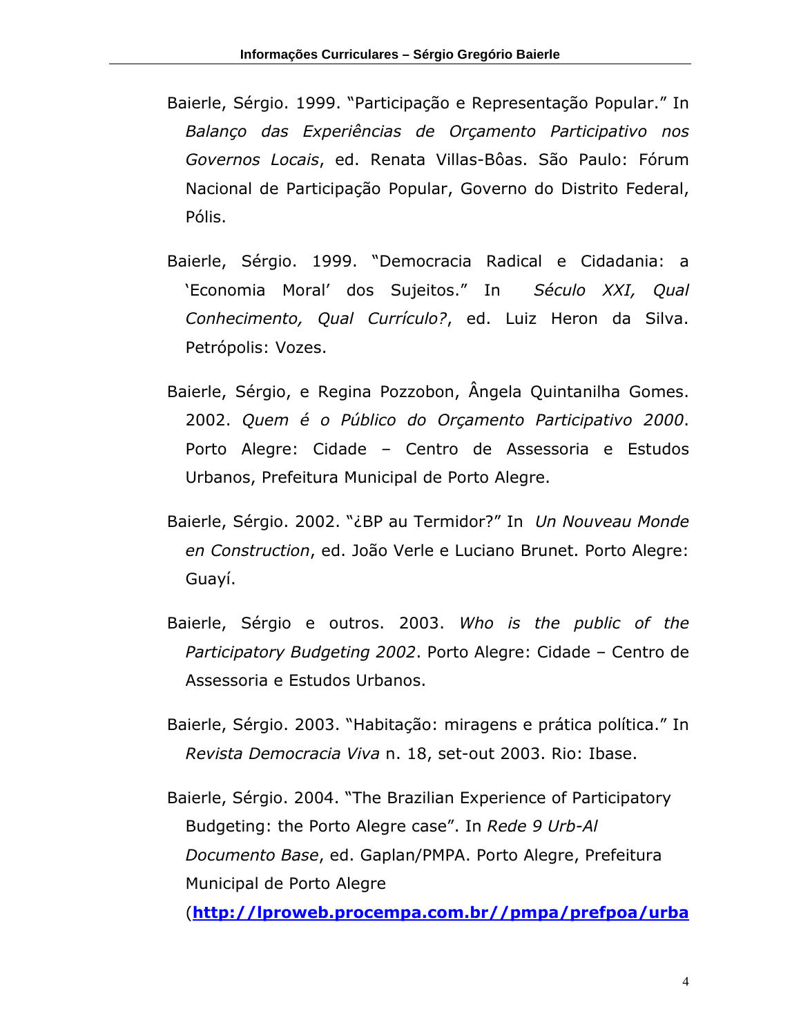Baierle, Sérgio. 1999. "Participação e Representação Popular." In *Balanço das Experiências de Orçamento Participativo nos Governos Locais*, ed. Renata Villas-Bôas. São Paulo: Fórum Nacional de Participação Popular, Governo do Distrito Federal, Pólis.

Baierle, Sérgio. 1999. "Democracia Radical e Cidadania: a 'Economia Moral' dos Sujeitos." In *Século XXI, Qual Conhecimento, Qual Currículo?*, ed. Luiz Heron da Silva. Petrópolis: Vozes.

Baierle, Sérgio, e Regina Pozzobon, Ângela Quintanilha Gomes. 2002. *Quem é o Público do Orçamento Participativo 2000*. Porto Alegre: Cidade – Centro de Assessoria e Estudos Urbanos, Prefeitura Municipal de Porto Alegre.

Baierle, Sérgio. 2002. "¿BP au Termidor?" In *Un Nouveau Monde en Construction*, ed. João Verle e Luciano Brunet. Porto Alegre: Guayí.

Baierle, Sérgio e outros. 2003. *Who is the public of the Participatory Budgeting 2002*. Porto Alegre: Cidade – Centro de Assessoria e Estudos Urbanos.

Baierle, Sérgio. 2003. "Habitação: miragens e prática política." In *Revista Democracia Viva* n. 18, set-out 2003. Rio: Ibase.

Baierle, Sérgio. 2004. "The Brazilian Experience of Participatory Budgeting: the Porto Alegre case". In *Rede 9 Urb-Al Documento Base*, ed. Gaplan/PMPA. Porto Alegre, Prefeitura Municipal de Porto Alegre (**http://lproweb.procempa.com.br//pmpa/prefpoa/urba**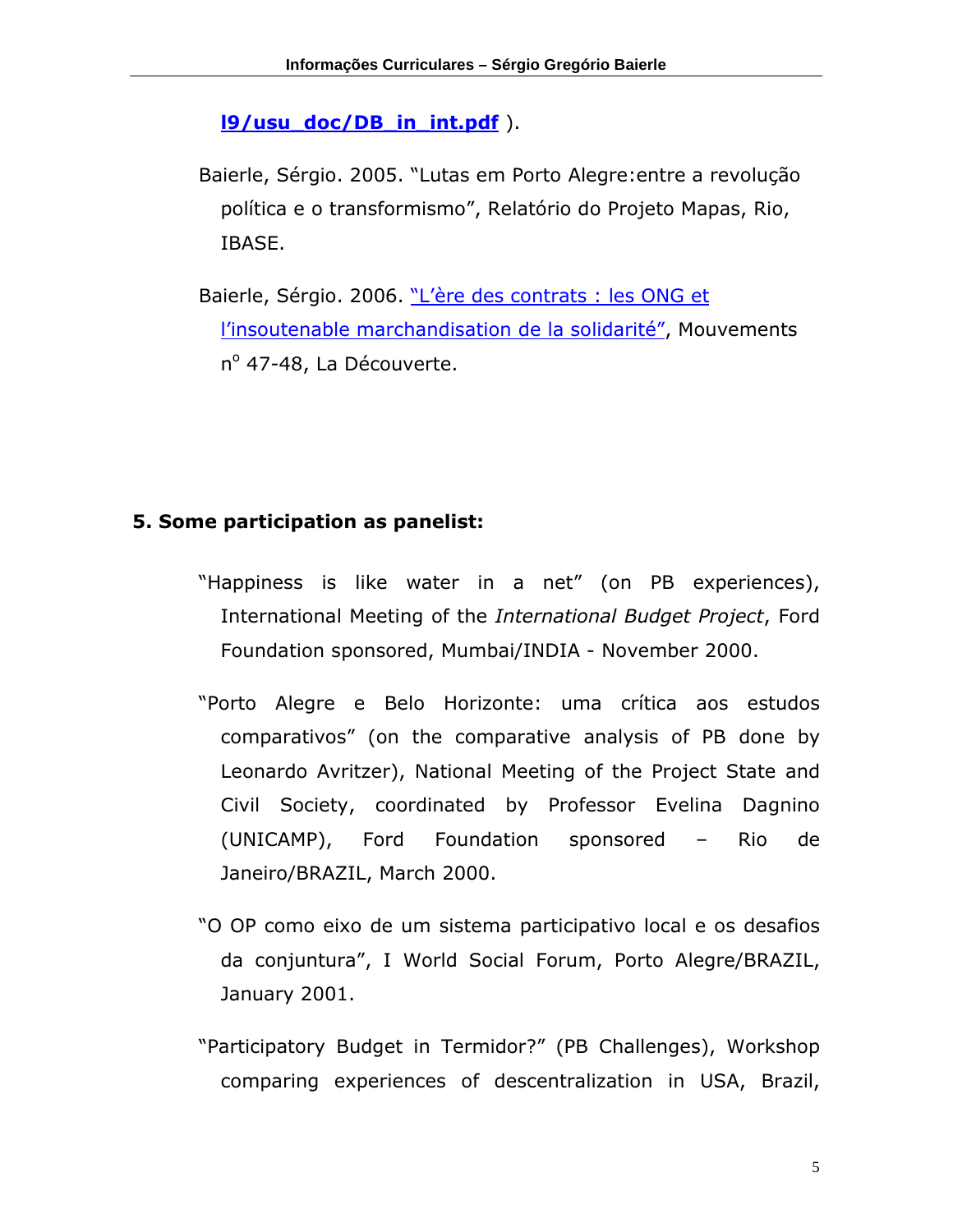**l9/usu_doc/DB_in_int.pdf** ).

Baierle, Sérgio. 2005. "Lutas em Porto Alegre:entre a revolução política e o transformismo", Relatório do Projeto Mapas, Rio, IBASE.

Baierle, Sérgio. 2006. "L'ère des contrats : les ONG et l'insoutenable marchandisation de la solidarité", Mouvements n° 47-48, La Découverte.

## 5. Some participation as panelist:

"Happiness is like water in a net" (on PB experiences), International Meeting of the *International Budget Project*, Ford Foundation sponsored, Mumbai/INDIA - November 2000.

"Porto Alegre e Belo Horizonte: uma crítica aos estudos comparativos" (on the comparative analysis of PB done by Leonardo Avritzer), National Meeting of the Project State and Civil Society, coordinated by Professor Evelina Dagnino (UNICAMP), Ford Foundation sponsored – Rio de Janeiro/BRAZIL, March 2000.

"O OP como eixo de um sistema participativo local e os desafios da conjuntura", I World Social Forum, Porto Alegre/BRAZIL, January 2001.

"Participatory Budget in Termidor?" (PB Challenges), Workshop comparing experiences of descentralization in USA, Brazil,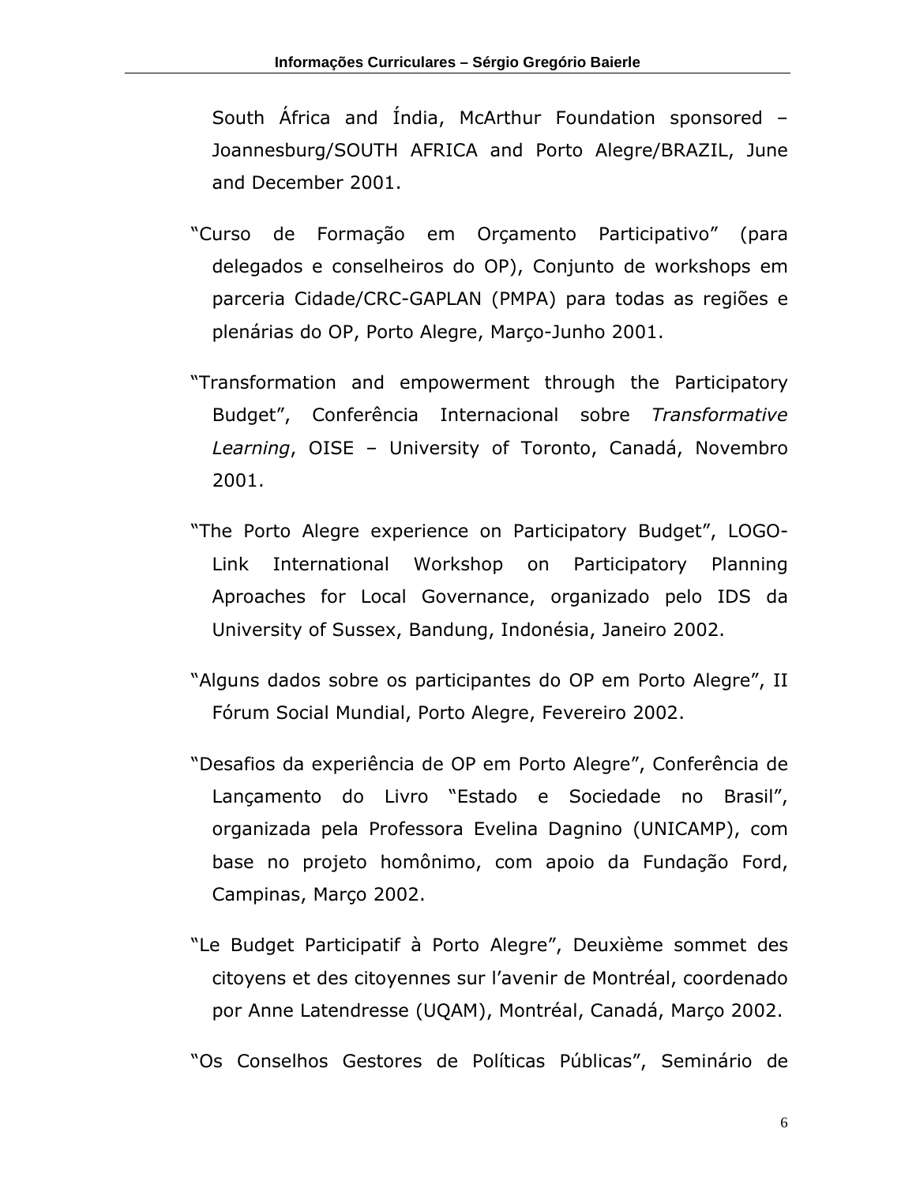South África and Índia, McArthur Foundation sponsored – Joannesburg/SOUTH AFRICA and Porto Alegre/BRAZIL, June and December 2001.

"Curso de Formação em Orçamento Participativo" (para delegados e conselheiros do OP), Conjunto de workshops em parceria Cidade/CRC-GAPLAN (PMPA) para todas as regiões e plenárias do OP, Porto Alegre, Março-Junho 2001.

"Transformation and empowerment through the Participatory Budget", Conferência Internacional sobre *Transformative Learning*, OISE – University of Toronto, Canadá, Novembro 2001.

"The Porto Alegre experience on Participatory Budget", LOGO-Link International Workshop on Participatory Planning Aproaches for Local Governance, organizado pelo IDS da University of Sussex, Bandung, Indonésia, Janeiro 2002.

"Alguns dados sobre os participantes do OP em Porto Alegre", II Fórum Social Mundial, Porto Alegre, Fevereiro 2002.

"Desafios da experiência de OP em Porto Alegre", Conferência de Lançamento do Livro "Estado e Sociedade no Brasil", organizada pela Professora Evelina Dagnino (UNICAMP), com base no projeto homônimo, com apoio da Fundação Ford, Campinas, Março 2002.

"Le Budget Participatif à Porto Alegre", Deuxième sommet des citoyens et des citoyennes sur l'avenir de Montréal, coordenado por Anne Latendresse (UQAM), Montréal, Canadá, Março 2002.

"Os Conselhos Gestores de Políticas Públicas", Seminário de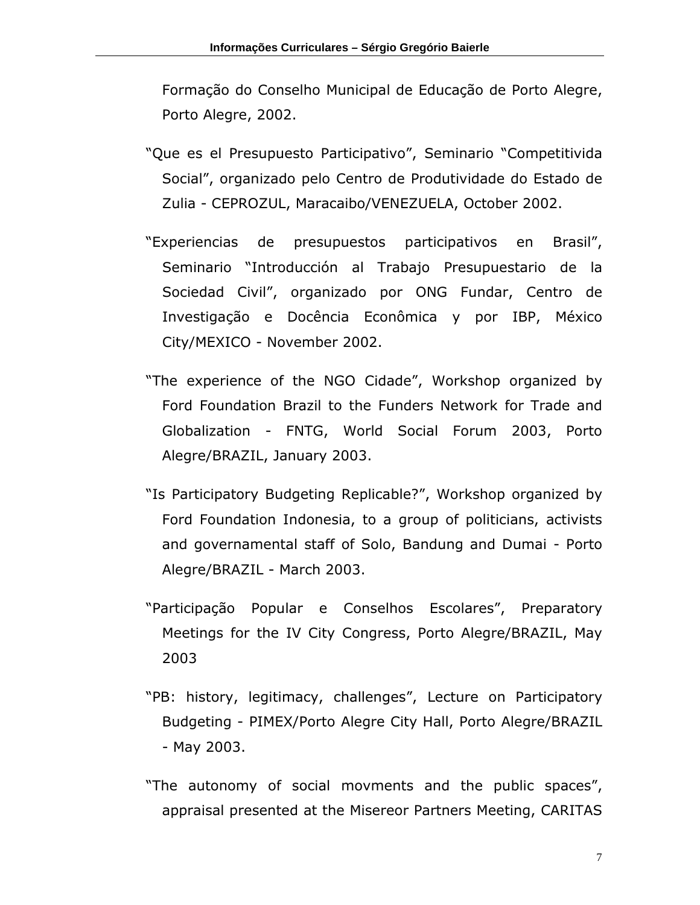Formação do Conselho Municipal de Educação de Porto Alegre, Porto Alegre, 2002.

"Que es el Presupuesto Participativo", Seminario "Competitivida Social", organizado pelo Centro de Produtividade do Estado de Zulia - CEPROZUL, Maracaibo/VENEZUELA, October 2002.

"Experiencias de presupuestos participativos en Brasil", Seminario "Introducción al Trabajo Presupuestario de la Sociedad Civil", organizado por ONG Fundar, Centro de Investigação e Docência Econômica y por IBP, México City/MEXICO - November 2002.

"The experience of the NGO Cidade", Workshop organized by Ford Foundation Brazil to the Funders Network for Trade and Globalization - FNTG, World Social Forum 2003, Porto Alegre/BRAZIL, January 2003.

"Is Participatory Budgeting Replicable?", Workshop organized by Ford Foundation Indonesia, to a group of politicians, activists and governamental staff of Solo, Bandung and Dumai - Porto Alegre/BRAZIL - March 2003.

"Participação Popular e Conselhos Escolares", Preparatory Meetings for the IV City Congress, Porto Alegre/BRAZIL, May 2003

"PB: history, legitimacy, challenges", Lecture on Participatory Budgeting - PIMEX/Porto Alegre City Hall, Porto Alegre/BRAZIL - May 2003.

"The autonomy of social movments and the public spaces", appraisal presented at the Misereor Partners Meeting, CARITAS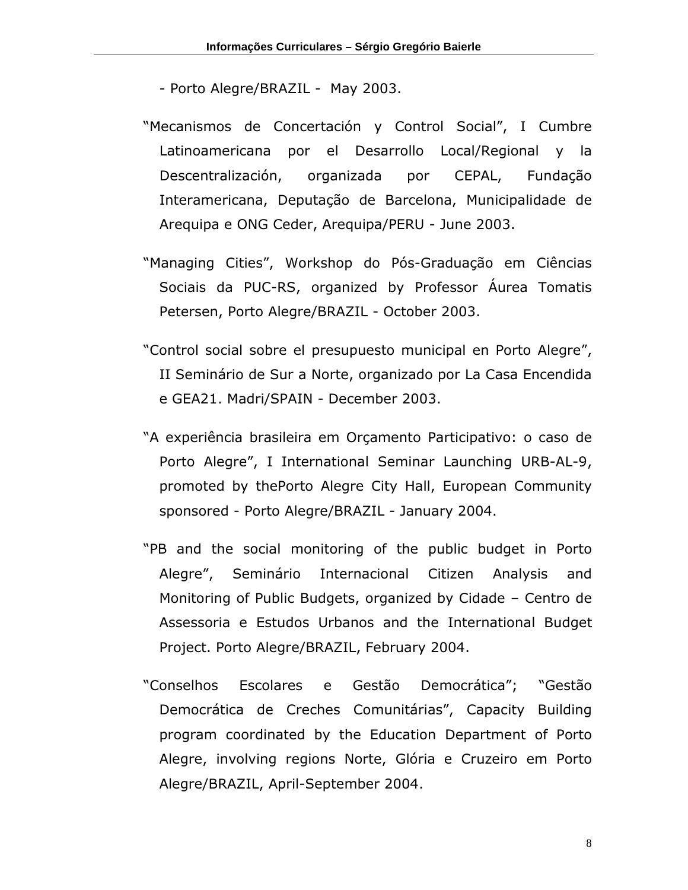- Porto Alegre/BRAZIL - May 2003.

"Mecanismos de Concertación y Control Social", I Cumbre Latinoamericana por el Desarrollo Local/Regional y la Descentralización, organizada por CEPAL, Fundação Interamericana, Deputação de Barcelona, Municipalidade de Arequipa e ONG Ceder, Arequipa/PERU - June 2003.

"Managing Cities", Workshop do Pós-Graduação em Ciências Sociais da PUC-RS, organized by Professor Áurea Tomatis Petersen, Porto Alegre/BRAZIL - October 2003.

"Control social sobre el presupuesto municipal en Porto Alegre", II Seminário de Sur a Norte, organizado por La Casa Encendida e GEA21. Madri/SPAIN - December 2003.

"A experiência brasileira em Orçamento Participativo: o caso de Porto Alegre", I International Seminar Launching URB-AL-9, promoted by thePorto Alegre City Hall, European Community sponsored - Porto Alegre/BRAZIL - January 2004.

"PB and the social monitoring of the public budget in Porto Alegre", Seminário Internacional Citizen Analysis and Monitoring of Public Budgets, organized by Cidade – Centro de Assessoria e Estudos Urbanos and the International Budget Project. Porto Alegre/BRAZIL, February 2004.

"Conselhos Escolares e Gestão Democrática"; "Gestão Democrática de Creches Comunitárias", Capacity Building program coordinated by the Education Department of Porto Alegre, involving regions Norte, Glória e Cruzeiro em Porto Alegre/BRAZIL, April-September 2004.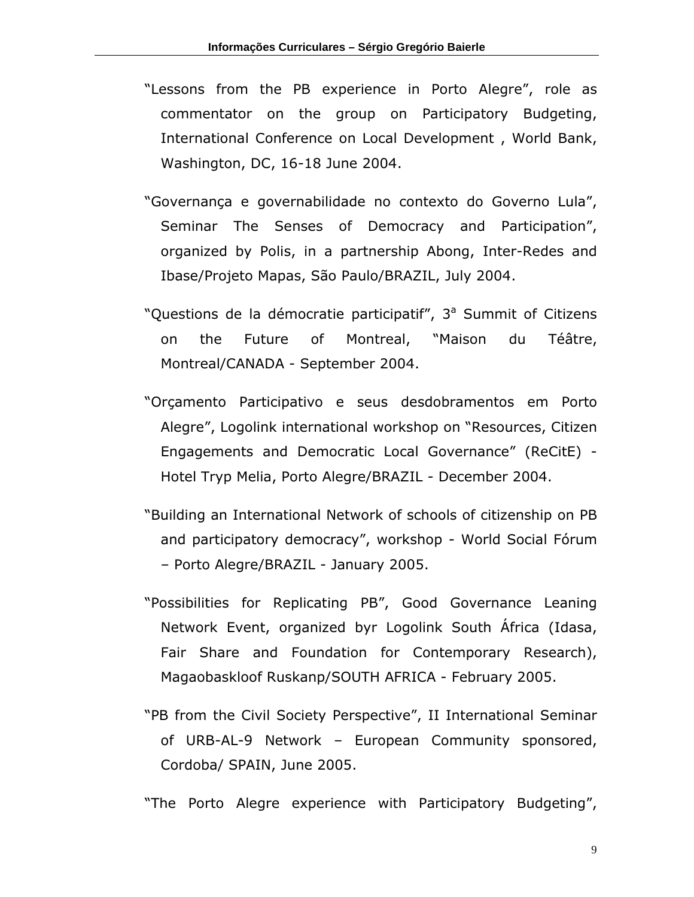"Lessons from the PB experience in Porto Alegre", role as commentator on the group on Participatory Budgeting, International Conference on Local Development , World Bank, Washington, DC, 16-18 June 2004.

"Governança e governabilidade no contexto do Governo Lula", Seminar The Senses of Democracy and Participation", organized by Polis, in a partnership Abong, Inter-Redes and Ibase/Projeto Mapas, São Paulo/BRAZIL, July 2004.

"Questions de la démocratie participatif", 3ª Summit of Citizens on the Future of Montreal, "Maison du Téâtre, Montreal/CANADA - September 2004.

"Orçamento Participativo e seus desdobramentos em Porto Alegre", Logolink international workshop on "Resources, Citizen Engagements and Democratic Local Governance" (ReCitE) - Hotel Tryp Melia, Porto Alegre/BRAZIL - December 2004.

"Building an International Network of schools of citizenship on PB and participatory democracy", workshop - World Social Fórum – Porto Alegre/BRAZIL - January 2005.

"Possibilities for Replicating PB", Good Governance Leaning Network Event, organized byr Logolink South África (Idasa, Fair Share and Foundation for Contemporary Research), Magaobaskloof Ruskanp/SOUTH AFRICA - February 2005.

"PB from the Civil Society Perspective", II International Seminar of URB-AL-9 Network – European Community sponsored, Cordoba/ SPAIN, June 2005.

"The Porto Alegre experience with Participatory Budgeting",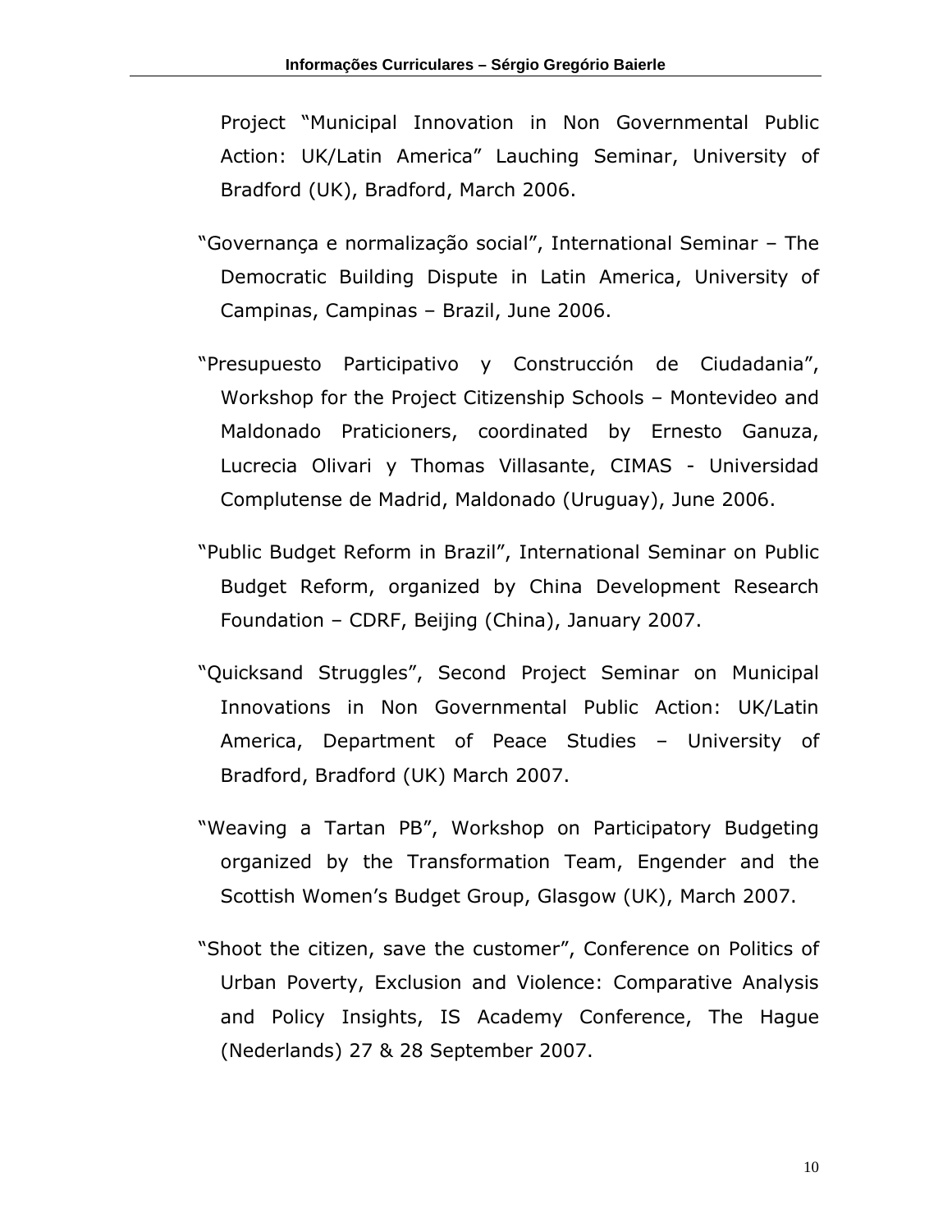Project "Municipal Innovation in Non Governmental Public Action: UK/Latin America" Lauching Seminar, University of Bradford (UK), Bradford, March 2006.

"Governança e normalização social", International Seminar – The Democratic Building Dispute in Latin America, University of Campinas, Campinas – Brazil, June 2006.

"Presupuesto Participativo y Construcción de Ciudadania", Workshop for the Project Citizenship Schools – Montevideo and Maldonado Praticioners, coordinated by Ernesto Ganuza, Lucrecia Olivari y Thomas Villasante, CIMAS - Universidad Complutense de Madrid, Maldonado (Uruguay), June 2006.

"Public Budget Reform in Brazil", International Seminar on Public Budget Reform, organized by China Development Research Foundation – CDRF, Beijing (China), January 2007.

"Quicksand Struggles", Second Project Seminar on Municipal Innovations in Non Governmental Public Action: UK/Latin America, Department of Peace Studies – University of Bradford, Bradford (UK) March 2007.

"Weaving a Tartan PB", Workshop on Participatory Budgeting organized by the Transformation Team, Engender and the Scottish Women's Budget Group, Glasgow (UK), March 2007.

"Shoot the citizen, save the customer", Conference on Politics of Urban Poverty, Exclusion and Violence: Comparative Analysis and Policy Insights, IS Academy Conference, The Hague (Nederlands) 27 & 28 September 2007.